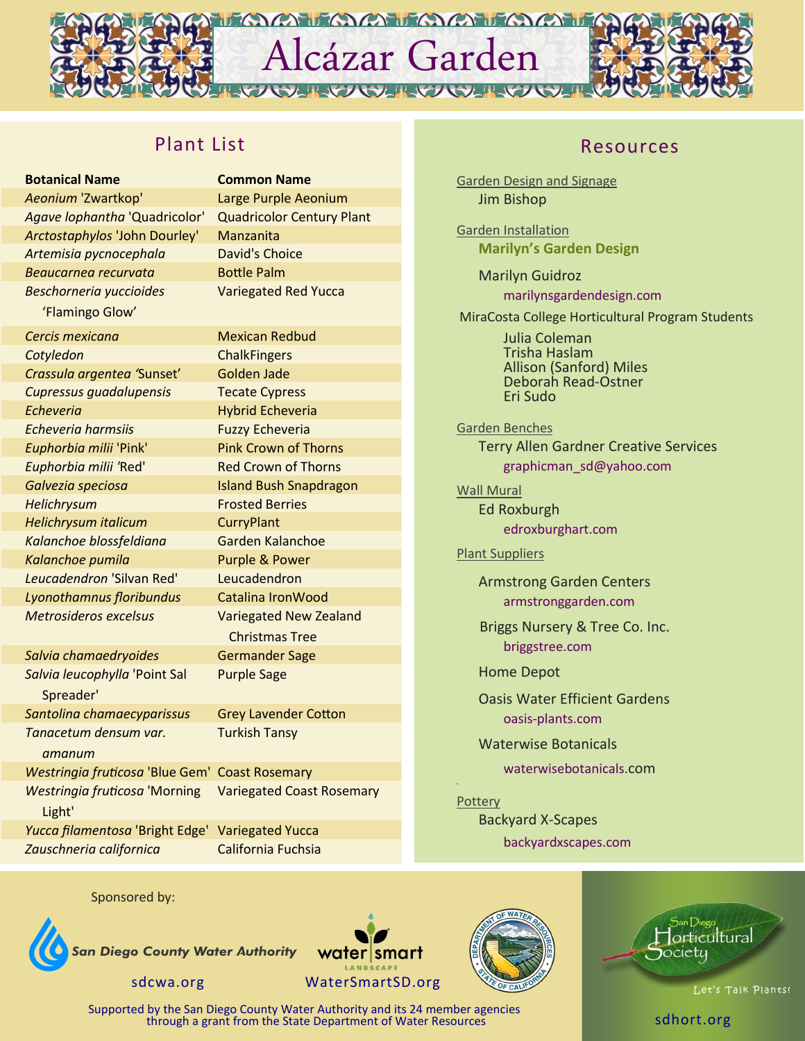# Alcázar Garden

## Plant List

| Botanical Name | Common Name |
| --- | --- |
| *Aeonium* 'Zwartkop' | Large Purple Aeonium |
| *Agave lophantha* 'Quadricolor' | Quadricolor Century Plant |
| *Arctostaphylos* 'John Dourley' | Manzanita |
| *Artemisia pycnocephala* | David's Choice |
| *Beaucarnea recurvata* | Bottle Palm |
| *Beschorneria yuccioides* 'Flamingo Glow' | Variegated Red Yucca |
| *Cercis mexicana* | Mexican Redbud |
| *Cotyledon* | ChalkFingers |
| *Crassula argentea* 'Sunset' | Golden Jade |
| *Cupressus guadalupensis* | Tecate Cypress |
| *Echeveria* | Hybrid Echeveria |
| *Echeveria harmsiis* | Fuzzy Echeveria |
| *Euphorbia milii* 'Pink' | Pink Crown of Thorns |
| *Euphorbia milii* 'Red' | Red Crown of Thorns |
| *Galvezia speciosa* | Island Bush Snapdragon |
| *Helichrysum* | Frosted Berries |
| *Helichrysum italicum* | CurryPlant |
| *Kalanchoe blossfeldiana* | Garden Kalanchoe |
| *Kalanchoe pumila* | Purple & Power |
| *Leucadendron* 'Silvan Red' | Leucadendron |
| *Lyonothamnus floribundus* | Catalina IronWood |
| *Metrosideros excelsus* | Variegated New Zealand Christmas Tree |
| *Salvia chamaedryoides* | Germander Sage |
| *Salvia leucophylla* 'Point Sal Spreader' | Purple Sage |
| *Santolina chamaecyparissus* | Grey Lavender Cotton |
| *Tanacetum densum var. amanum* | Turkish Tansy |
| *Westringia fruticosa* 'Blue Gem' | Coast Rosemary |
| *Westringia fruticosa* 'Morning Light' | Variegated Coast Rosemary |
| *Yucca filamentosa* 'Bright Edge' | Variegated Yucca |
| *Zauschneria californica* | California Fuchsia |

## Resources

Garden Design and Signage
Jim Bishop

Garden Installation
**Marilyn's Garden Design**

Marilyn Guidroz
marilynsgardendesign.com

MiraCosta College Horticultural Program Students
Julia Coleman
Trisha Haslam
Allison (Sanford) Miles
Deborah Read-Ostner
Eri Sudo

Garden Benches
Terry Allen Gardner Creative Services
graphicman_sd@yahoo.com

Wall Mural
Ed Roxburgh
edroxburghart.com

Plant Suppliers

Armstrong Garden Centers
armstronggarden.com

Briggs Nursery & Tree Co. Inc.
briggstree.com

Home Depot

Oasis Water Efficient Gardens
oasis-plants.com

Waterwise Botanicals
waterwisebotanicals.com

Pottery
Backyard X-Scapes
backyardxscapes.com

Sponsored by:

San Diego County Water Authority
sdcwa.org

water smart LANDSCAPE
WaterSmartSD.org

Department of Water Resources, State of California

San Diego Horticultural Society
Let's Talk Plants!
sdhort.org

Supported by the San Diego County Water Authority and its 24 member agencies through a grant from the State Department of Water Resources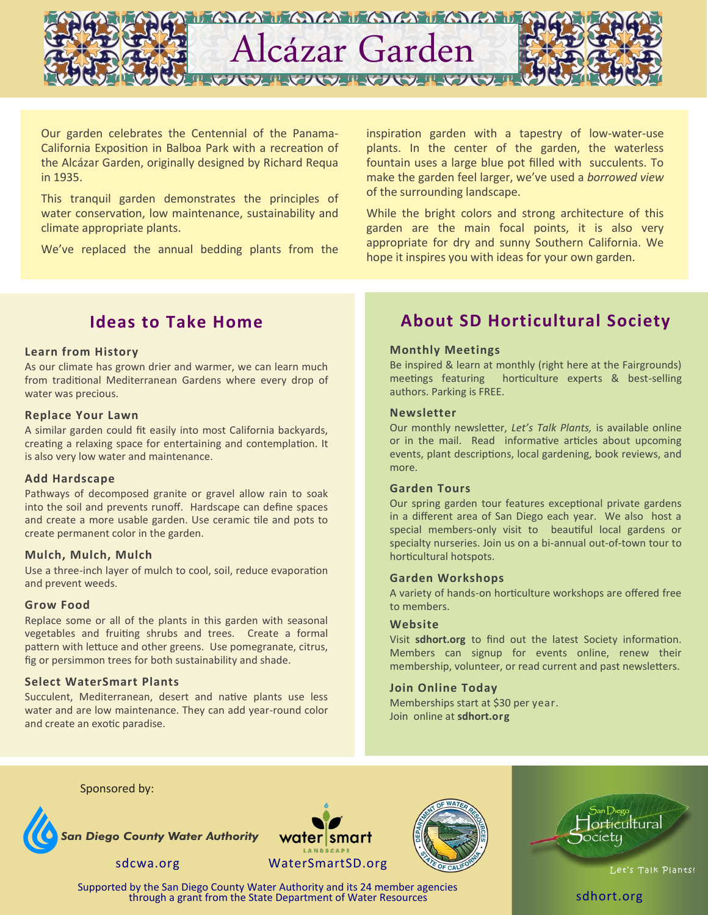# Alcázar Garden

Our garden celebrates the Centennial of the Panama-California Exposition in Balboa Park with a recreation of the Alcázar Garden, originally designed by Richard Requa in 1935.

This tranquil garden demonstrates the principles of water conservation, low maintenance, sustainability and climate appropriate plants.

We've replaced the annual bedding plants from the inspiration garden with a tapestry of low-water-use plants. In the center of the garden, the waterless fountain uses a large blue pot filled with succulents. To make the garden feel larger, we've used a *borrowed view* of the surrounding landscape.

While the bright colors and strong architecture of this garden are the main focal points, it is also very appropriate for dry and sunny Southern California. We hope it inspires you with ideas for your own garden.

## Ideas to Take Home

### Learn from History

As our climate has grown drier and warmer, we can learn much from traditional Mediterranean Gardens where every drop of water was precious.

### Replace Your Lawn

A similar garden could fit easily into most California backyards, creating a relaxing space for entertaining and contemplation. It is also very low water and maintenance.

### Add Hardscape

Pathways of decomposed granite or gravel allow rain to soak into the soil and prevents runoff. Hardscape can define spaces and create a more usable garden. Use ceramic tile and pots to create permanent color in the garden.

### Mulch, Mulch, Mulch

Use a three-inch layer of mulch to cool, soil, reduce evaporation and prevent weeds.

### Grow Food

Replace some or all of the plants in this garden with seasonal vegetables and fruiting shrubs and trees. Create a formal pattern with lettuce and other greens. Use pomegranate, citrus, fig or persimmon trees for both sustainability and shade.

### Select WaterSmart Plants

Succulent, Mediterranean, desert and native plants use less water and are low maintenance. They can add year-round color and create an exotic paradise.

## About SD Horticultural Society

### Monthly Meetings

Be inspired & learn at monthly (right here at the Fairgrounds) meetings featuring horticulture experts & best-selling authors. Parking is FREE.

### Newsletter

Our monthly newsletter, *Let's Talk Plants,* is available online or in the mail. Read informative articles about upcoming events, plant descriptions, local gardening, book reviews, and more.

### Garden Tours

Our spring garden tour features exceptional private gardens in a different area of San Diego each year. We also host a special members-only visit to beautiful local gardens or specialty nurseries. Join us on a bi-annual out-of-town tour to horticultural hotspots.

### Garden Workshops

A variety of hands-on horticulture workshops are offered free to members.

### Website

Visit **sdhort.org** to find out the latest Society information. Members can signup for events online, renew their membership, volunteer, or read current and past newsletters.

### Join Online Today

Memberships start at $30 per year.
Join online at **sdhort.org**

Sponsored by:

San Diego County Water Authority
sdcwa.org

water smart LANDSCAPE
WaterSmartSD.org

Supported by the San Diego County Water Authority and its 24 member agencies through a grant from the State Department of Water Resources

San Diego Horticultural Society
Let's Talk Plants!
sdhort.org